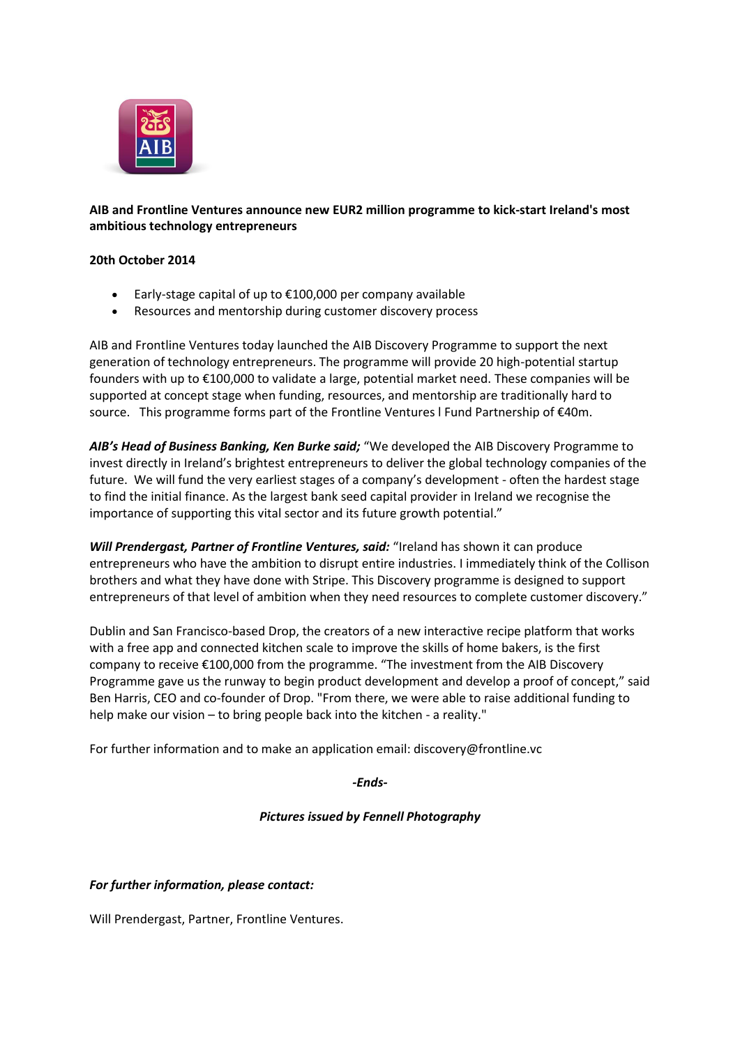**AIB and Frontline Ventures announce new EUR2 million programme to kick-start Ireland's most ambitious technology entrepreneurs**

**20th October 2014**

- Early-stage capital of up to €100,000 per company available
- Resources and mentorship during customer discovery process

AIB and Frontline Ventures today launched the AIB Discovery Programme to support the next generation of technology entrepreneurs. The programme will provide 20 high-potential startup founders with up to €100,000 to validate a large, potential market need. These companies will be supported at concept stage when funding, resources, and mentorship are traditionally hard to source. This programme forms part of the Frontline Ventures I Fund Partnership of €40m.

***AIB's Head of Business Banking, Ken Burke said;*** "We developed the AIB Discovery Programme to invest directly in Ireland's brightest entrepreneurs to deliver the global technology companies of the future. We will fund the very earliest stages of a company's development - often the hardest stage to find the initial finance. As the largest bank seed capital provider in Ireland we recognise the importance of supporting this vital sector and its future growth potential."

***Will Prendergast, Partner of Frontline Ventures, said:*** "Ireland has shown it can produce entrepreneurs who have the ambition to disrupt entire industries. I immediately think of the Collison brothers and what they have done with Stripe. This Discovery programme is designed to support entrepreneurs of that level of ambition when they need resources to complete customer discovery."

Dublin and San Francisco-based Drop, the creators of a new interactive recipe platform that works with a free app and connected kitchen scale to improve the skills of home bakers, is the first company to receive €100,000 from the programme. "The investment from the AIB Discovery Programme gave us the runway to begin product development and develop a proof of concept," said Ben Harris, CEO and co-founder of Drop. "From there, we were able to raise additional funding to help make our vision – to bring people back into the kitchen - a reality."

For further information and to make an application email: discovery@frontline.vc

***-Ends-***

***Pictures issued by Fennell Photography***

***For further information, please contact:***

Will Prendergast, Partner, Frontline Ventures.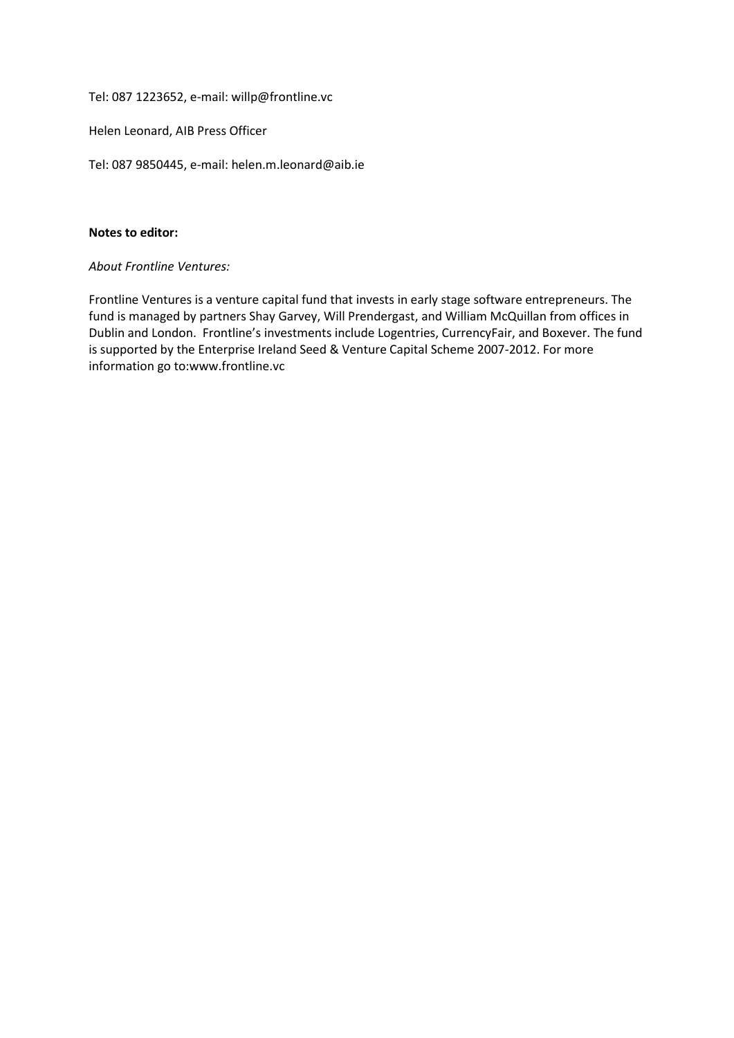Tel: 087 1223652, e-mail: willp@frontline.vc

Helen Leonard, AIB Press Officer

Tel: 087 9850445, e-mail: helen.m.leonard@aib.ie

**Notes to editor:**

*About Frontline Ventures:*

Frontline Ventures is a venture capital fund that invests in early stage software entrepreneurs. The fund is managed by partners Shay Garvey, Will Prendergast, and William McQuillan from offices in Dublin and London. Frontline's investments include Logentries, CurrencyFair, and Boxever. The fund is supported by the Enterprise Ireland Seed & Venture Capital Scheme 2007-2012. For more information go to:www.frontline.vc